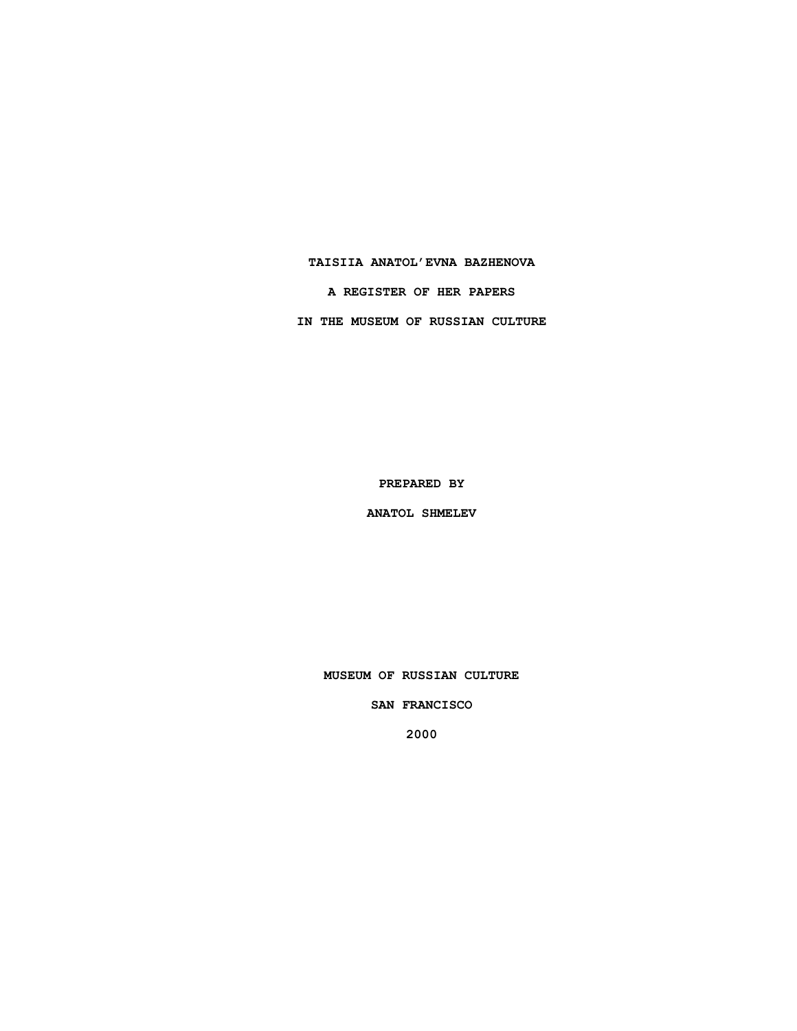# TAISIIA ANATOL'EVNA BAZHENOVA

**A REGISTER OF HER PAPERS**

**IN THE MUSEUM OF RUSSIAN CULTURE**

**PREPARED BY**

**ANATOL SHMELEV**

**MUSEUM OF RUSSIAN CULTURE**

**SAN FRANCISCO**

**2000**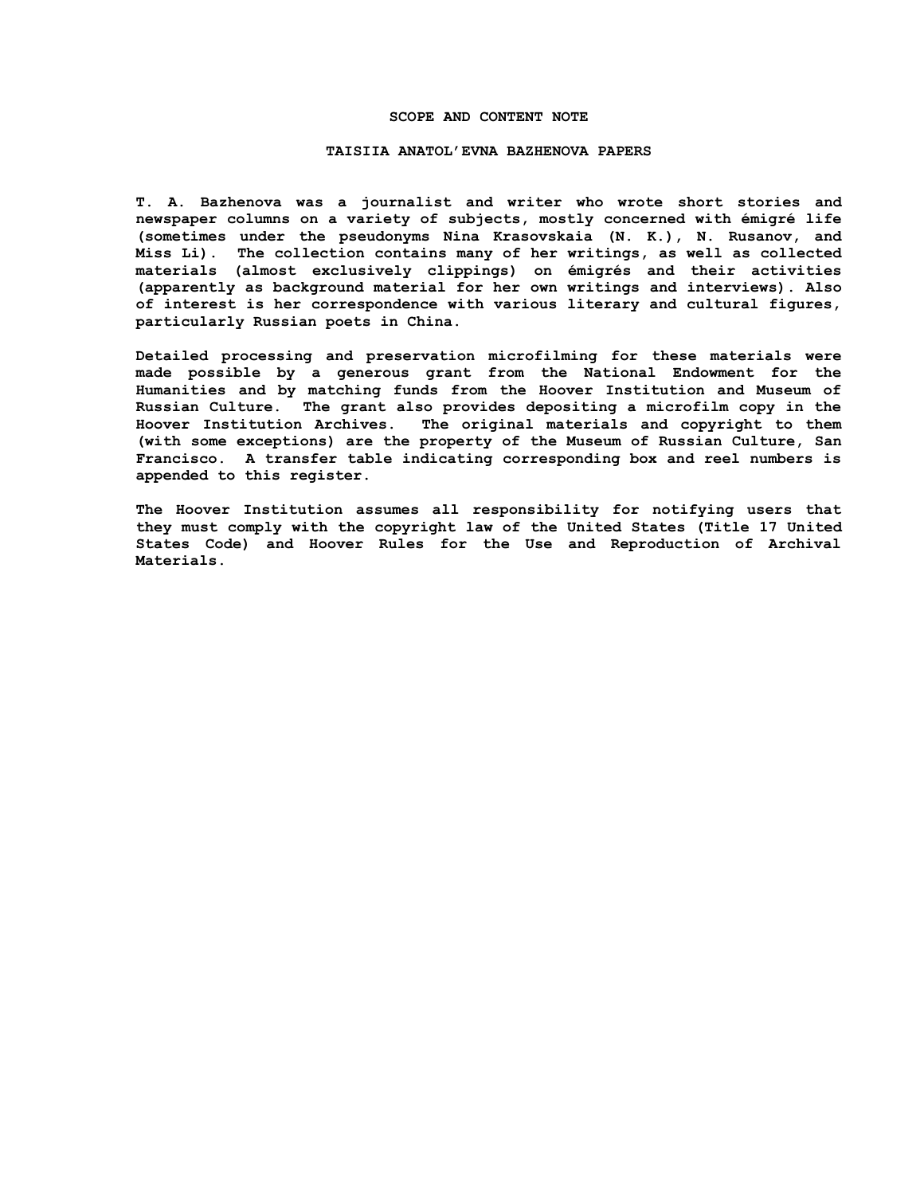## SCOPE AND CONTENT NOTE

## TAISIIA ANATOL'EVNA BAZHENOVA PAPERS

T. A. Bazhenova was a journalist and writer who wrote short stories and newspaper columns on a variety of subjects, mostly concerned with émigré life (sometimes under the pseudonyms Nina Krasovskaia (N. K.), N. Rusanov, and Miss Li). The collection contains many of her writings, as well as collected materials (almost exclusively clippings) on émigrés and their activities (apparently as background material for her own writings and interviews). Also of interest is her correspondence with various literary and cultural figures, particularly Russian poets in China.

Detailed processing and preservation microfilming for these materials were made possible by a generous grant from the National Endowment for the Humanities and by matching funds from the Hoover Institution and Museum of Russian Culture. The grant also provides depositing a microfilm copy in the Hoover Institution Archives. The original materials and copyright to them (with some exceptions) are the property of the Museum of Russian Culture, San Francisco. A transfer table indicating corresponding box and reel numbers is appended to this register.

The Hoover Institution assumes all responsibility for notifying users that they must comply with the copyright law of the United States (Title 17 United States Code) and Hoover Rules for the Use and Reproduction of Archival Materials.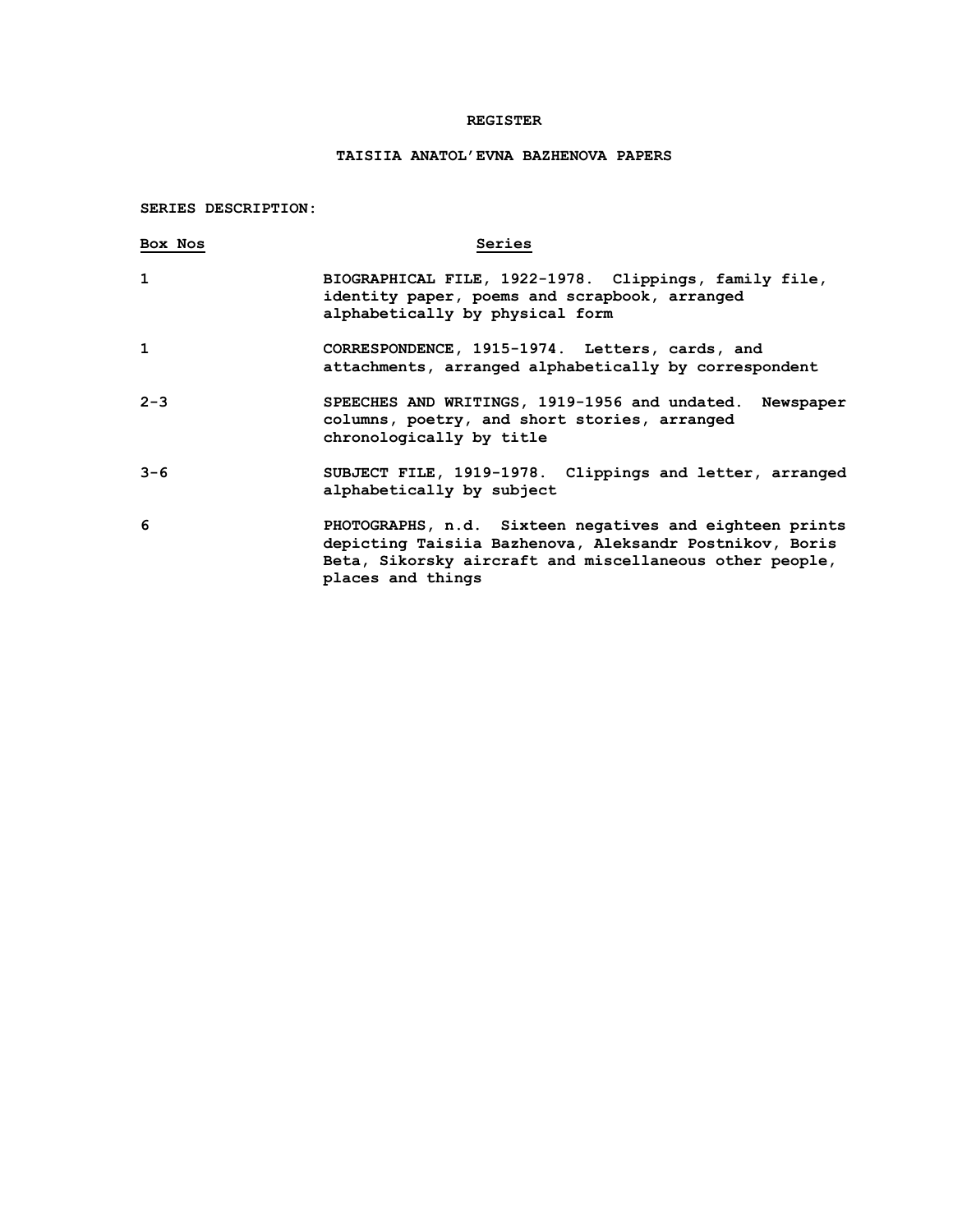**REGISTER**

**TAISIIA ANATOL'EVNA BAZHENOVA PAPERS**

**SERIES DESCRIPTION:**

| Box Nos | Series |
|---|---|
| 1 | BIOGRAPHICAL FILE, 1922-1978. Clippings, family file, identity paper, poems and scrapbook, arranged alphabetically by physical form |
| 1 | CORRESPONDENCE, 1915-1974. Letters, cards, and attachments, arranged alphabetically by correspondent |
| 2-3 | SPEECHES AND WRITINGS, 1919-1956 and undated. Newspaper columns, poetry, and short stories, arranged chronologically by title |
| 3-6 | SUBJECT FILE, 1919-1978. Clippings and letter, arranged alphabetically by subject |
| 6 | PHOTOGRAPHS, n.d. Sixteen negatives and eighteen prints depicting Taisiia Bazhenova, Aleksandr Postnikov, Boris Beta, Sikorsky aircraft and miscellaneous other people, places and things |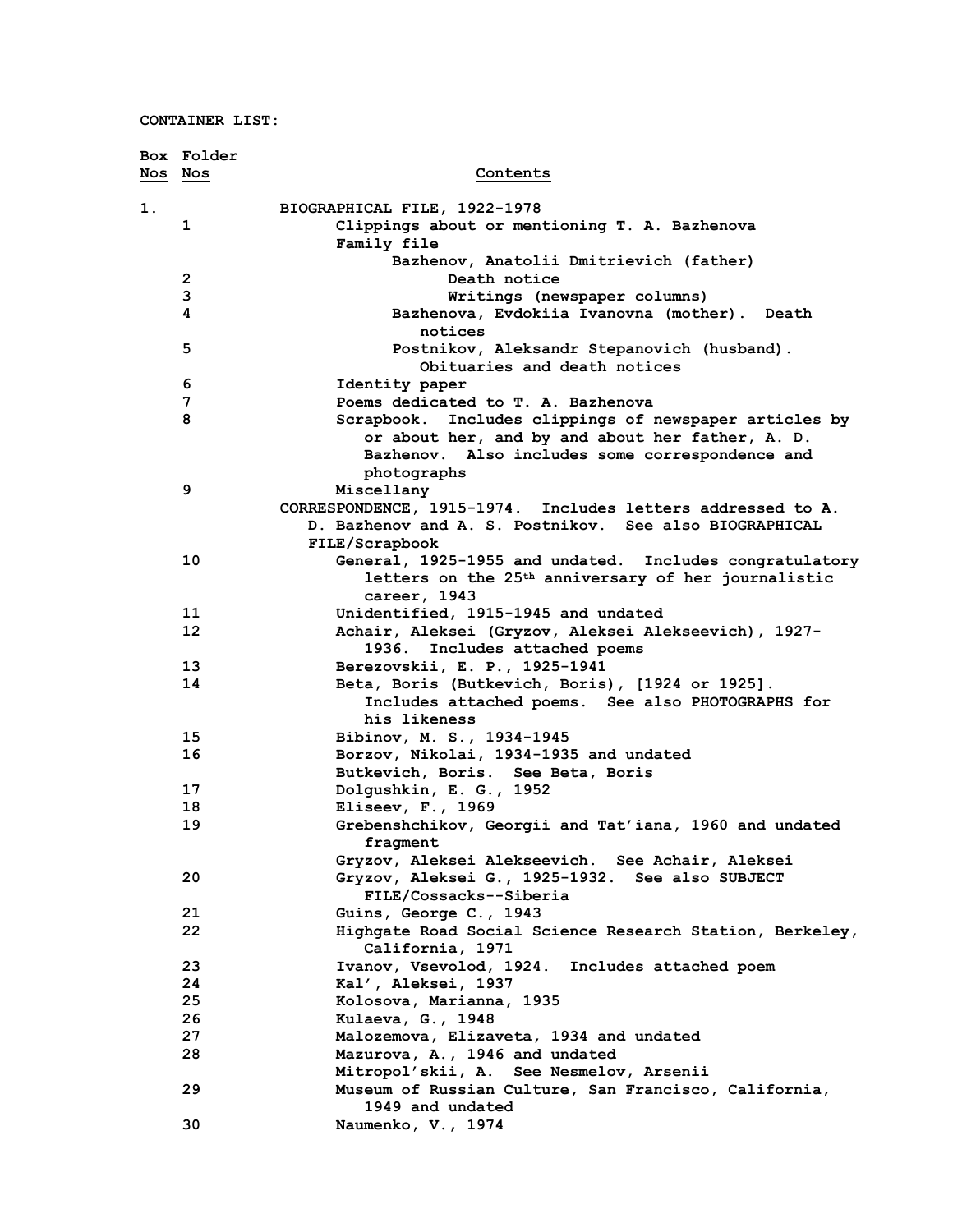**CONTAINER LIST:**

| Box Nos | Folder Nos | Contents |
|---|---|---|
| 1. | | BIOGRAPHICAL FILE, 1922-1978 |
| | 1 | Clippings about or mentioning T. A. Bazhenova |
| | | Family file |
| | | Bazhenov, Anatolii Dmitrievich (father) |
| | 2 | Death notice |
| | 3 | Writings (newspaper columns) |
| | 4 | Bazhenova, Evdokiia Ivanovna (mother). Death notices |
| | 5 | Postnikov, Aleksandr Stepanovich (husband). Obituaries and death notices |
| | 6 | Identity paper |
| | 7 | Poems dedicated to T. A. Bazhenova |
| | 8 | Scrapbook. Includes clippings of newspaper articles by or about her, and by and about her father, A. D. Bazhenov. Also includes some correspondence and photographs |
| | 9 | Miscellany |
| | | CORRESPONDENCE, 1915-1974. Includes letters addressed to A. D. Bazhenov and A. S. Postnikov. See also BIOGRAPHICAL FILE/Scrapbook |
| | 10 | General, 1925-1955 and undated. Includes congratulatory letters on the 25th anniversary of her journalistic career, 1943 |
| | 11 | Unidentified, 1915-1945 and undated |
| | 12 | Achair, Aleksei (Gryzov, Aleksei Alekseevich), 1927-1936. Includes attached poems |
| | 13 | Berezovskii, E. P., 1925-1941 |
| | 14 | Beta, Boris (Butkevich, Boris), [1924 or 1925]. Includes attached poems. See also PHOTOGRAPHS for his likeness |
| | 15 | Bibinov, M. S., 1934-1945 |
| | 16 | Borzov, Nikolai, 1934-1935 and undated |
| | | Butkevich, Boris. See Beta, Boris |
| | 17 | Dolgushkin, E. G., 1952 |
| | 18 | Eliseev, F., 1969 |
| | 19 | Grebenshchikov, Georgii and Tat'iana, 1960 and undated fragment |
| | | Gryzov, Aleksei Alekseevich. See Achair, Aleksei |
| | 20 | Gryzov, Aleksei G., 1925-1932. See also SUBJECT FILE/Cossacks--Siberia |
| | 21 | Guins, George C., 1943 |
| | 22 | Highgate Road Social Science Research Station, Berkeley, California, 1971 |
| | 23 | Ivanov, Vsevolod, 1924. Includes attached poem |
| | 24 | Kal', Aleksei, 1937 |
| | 25 | Kolosova, Marianna, 1935 |
| | 26 | Kulaeva, G., 1948 |
| | 27 | Malozemova, Elizaveta, 1934 and undated |
| | 28 | Mazurova, A., 1946 and undated |
| | | Mitropol'skii, A. See Nesmelov, Arsenii |
| | 29 | Museum of Russian Culture, San Francisco, California, 1949 and undated |
| | 30 | Naumenko, V., 1974 |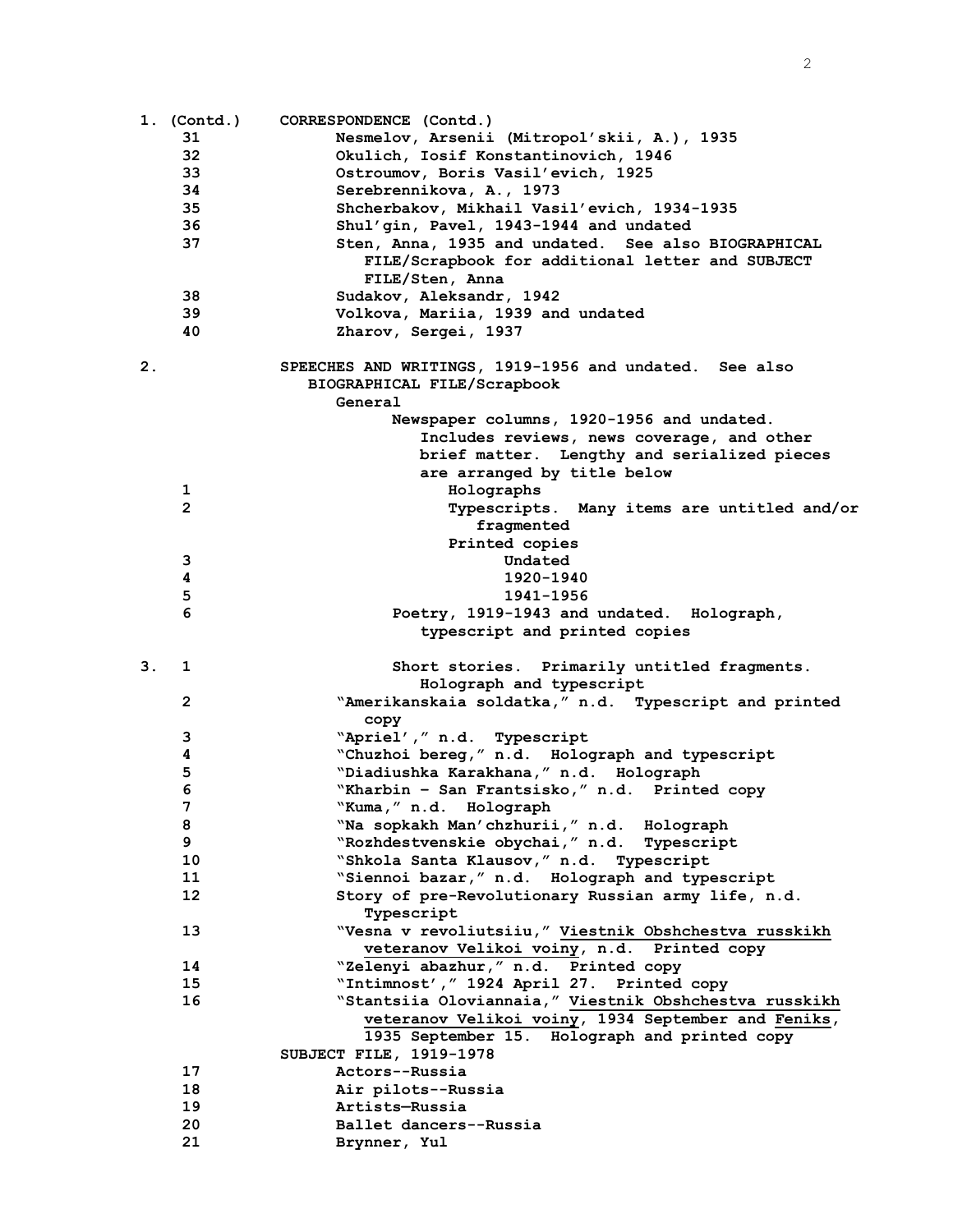**1. (Contd.)** **CORRESPONDENCE (Contd.)**

| Box | Folder | Description |
|---|---|---|
| 1 | 31 | Nesmelov, Arsenii (Mitropol'skii, A.), 1935 |
| | 32 | Okulich, Iosif Konstantinovich, 1946 |
| | 33 | Ostroumov, Boris Vasil'evich, 1925 |
| | 34 | Serebrennikova, A., 1973 |
| | 35 | Shcherbakov, Mikhail Vasil'evich, 1934-1935 |
| | 36 | Shul'gin, Pavel, 1943-1944 and undated |
| | 37 | Sten, Anna, 1935 and undated. See also BIOGRAPHICAL FILE/Scrapbook for additional letter and SUBJECT FILE/Sten, Anna |
| | 38 | Sudakov, Aleksandr, 1942 |
| | 39 | Volkova, Mariia, 1939 and undated |
| | 40 | Zharov, Sergei, 1937 |

**2.** **SPEECHES AND WRITINGS, 1919-1956 and undated.** See also BIOGRAPHICAL FILE/Scrapbook

General

Newspaper columns, 1920-1956 and undated. Includes reviews, news coverage, and other brief matter. Lengthy and serialized pieces are arranged by title below

| Box | Folder | Description |
|---|---|---|
| 2 | 1 | Holographs |
| | 2 | Typescripts. Many items are untitled and/or fragmented |
| | | Printed copies |
| | 3 | Undated |
| | 4 | 1920-1940 |
| | 5 | 1941-1956 |
| | 6 | Poetry, 1919-1943 and undated. Holograph, typescript and printed copies |
| 3 | 1 | Short stories. Primarily untitled fragments. Holograph and typescript |
| | 2 | "Amerikanskaia soldatka," n.d. Typescript and printed copy |
| | 3 | "Apriel'," n.d. Typescript |
| | 4 | "Chuzhoi bereg," n.d. Holograph and typescript |
| | 5 | "Diadiushka Karakhana," n.d. Holograph |
| | 6 | "Kharbin – San Frantsisko," n.d. Printed copy |
| | 7 | "Kuma," n.d. Holograph |
| | 8 | "Na sopkakh Man'chzhurii," n.d. Holograph |
| | 9 | "Rozhdestvenskie obychai," n.d. Typescript |
| | 10 | "Shkola Santa Klausov," n.d. Typescript |
| | 11 | "Siennoi bazar," n.d. Holograph and typescript |
| | 12 | Story of pre-Revolutionary Russian army life, n.d. Typescript |
| | 13 | "Vesna v revoliutsiiu," Viestnik Obshchestva russkikh veteranov Velikoi voiny, n.d. Printed copy |
| | 14 | "Zelenyi abazhur," n.d. Printed copy |
| | 15 | "Intimnost'," 1924 April 27. Printed copy |
| | 16 | "Stantsiia Oloviannaia," Viestnik Obshchestva russkikh veteranov Velikoi voiny, 1934 September and Feniks, 1935 September 15. Holograph and printed copy |

**SUBJECT FILE, 1919-1978**

| Box | Folder | Description |
|---|---|---|
| 3 | 17 | Actors--Russia |
| | 18 | Air pilots--Russia |
| | 19 | Artists—Russia |
| | 20 | Ballet dancers--Russia |
| | 21 | Brynner, Yul |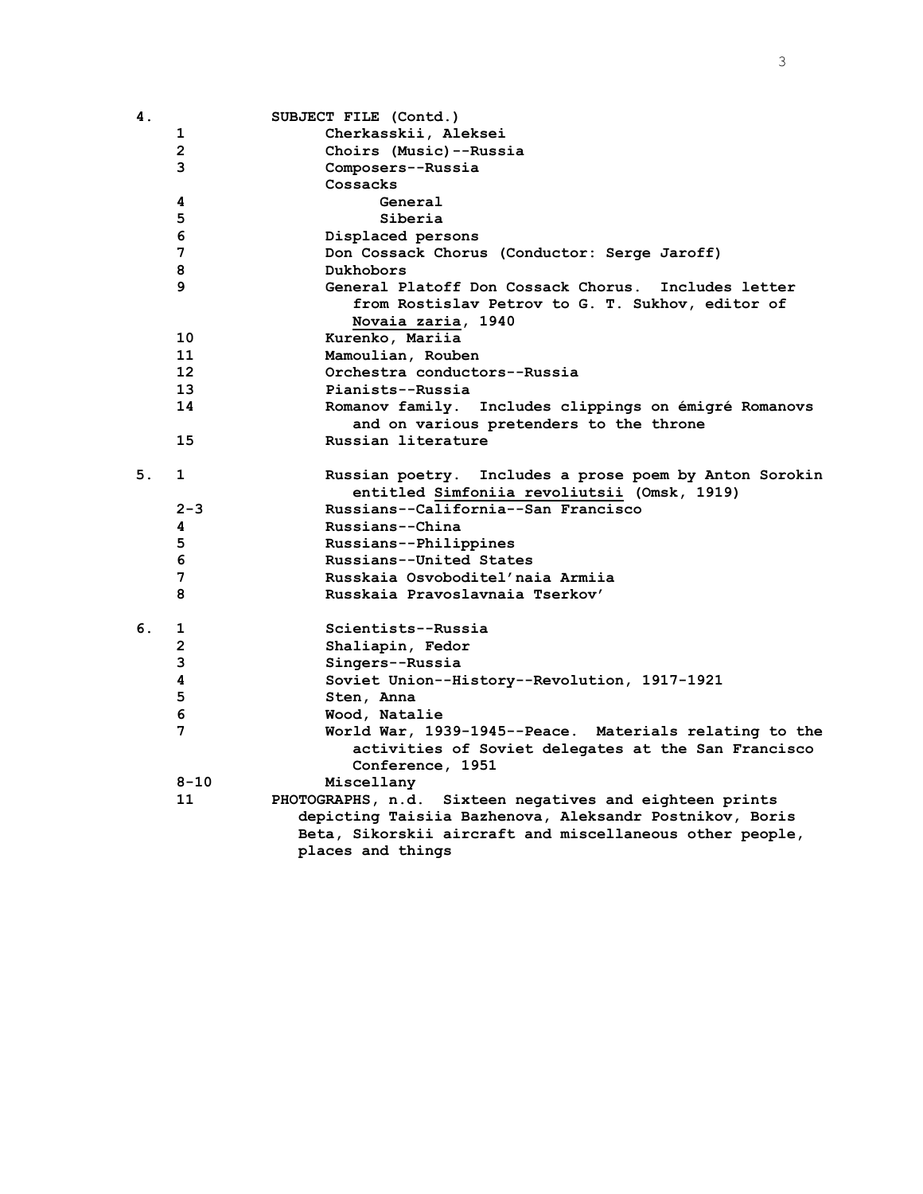| | | |
|---|---|---|
| **4.** | | **SUBJECT FILE (Contd.)** |
| | **1** | **Cherkasskii, Aleksei** |
| | **2** | **Choirs (Music)--Russia** |
| | **3** | **Composers--Russia** |
| | | **Cossacks** |
| | **4** | **General** |
| | **5** | **Siberia** |
| | **6** | **Displaced persons** |
| | **7** | **Don Cossack Chorus (Conductor: Serge Jaroff)** |
| | **8** | **Dukhobors** |
| | **9** | **General Platoff Don Cossack Chorus. Includes letter from Rostislav Petrov to G. T. Sukhov, editor of _Novaia zaria_, 1940** |
| | **10** | **Kurenko, Mariia** |
| | **11** | **Mamoulian, Rouben** |
| | **12** | **Orchestra conductors--Russia** |
| | **13** | **Pianists--Russia** |
| | **14** | **Romanov family. Includes clippings on émigré Romanovs and on various pretenders to the throne** |
| | **15** | **Russian literature** |
| **5.** | **1** | **Russian poetry. Includes a prose poem by Anton Sorokin entitled _Simfoniia revoliutsii_ (Omsk, 1919)** |
| | **2-3** | **Russians--California--San Francisco** |
| | **4** | **Russians--China** |
| | **5** | **Russians--Philippines** |
| | **6** | **Russians--United States** |
| | **7** | **Russkaia Osvoboditel'naia Armiia** |
| | **8** | **Russkaia Pravoslavnaia Tserkov'** |
| **6.** | **1** | **Scientists--Russia** |
| | **2** | **Shaliapin, Fedor** |
| | **3** | **Singers--Russia** |
| | **4** | **Soviet Union--History--Revolution, 1917-1921** |
| | **5** | **Sten, Anna** |
| | **6** | **Wood, Natalie** |
| | **7** | **World War, 1939-1945--Peace. Materials relating to the activities of Soviet delegates at the San Francisco Conference, 1951** |
| | **8-10** | **Miscellany** |
| | **11** | **PHOTOGRAPHS, n.d. Sixteen negatives and eighteen prints depicting Taisiia Bazhenova, Aleksandr Postnikov, Boris Beta, Sikorskii aircraft and miscellaneous other people, places and things** |